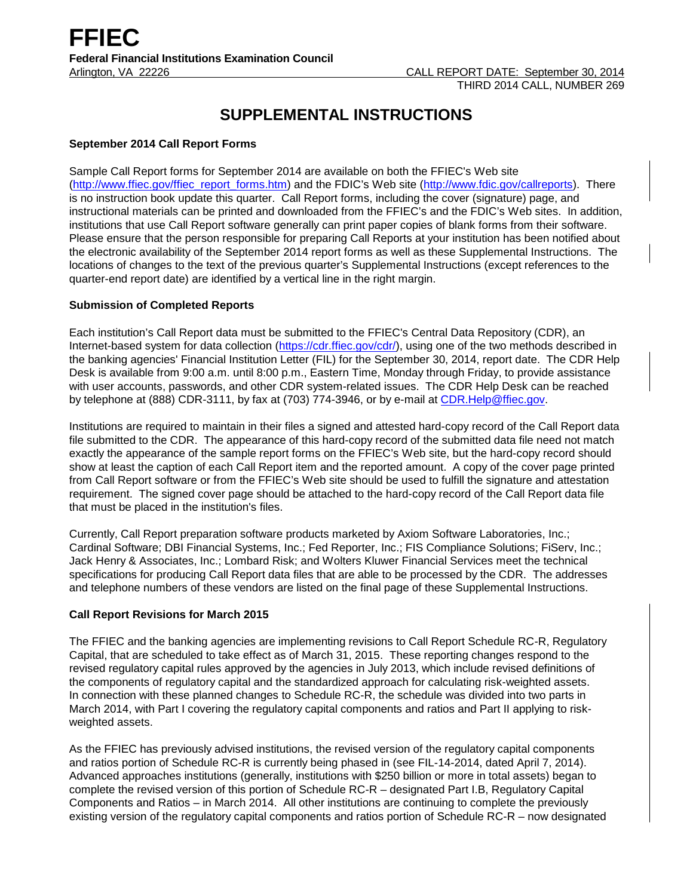# FFIEC

**Federal Financial Institutions Examination Council**

Arlington, VA 22226

CALL REPORT DATE: September 30, 2014

THIRD 2014 CALL, NUMBER 269

## SUPPLEMENTAL INSTRUCTIONS

### September 2014 Call Report Forms

Sample Call Report forms for September 2014 are available on both the FFIEC's Web site (http://www.ffiec.gov/ffiec_report_forms.htm) and the FDIC's Web site (http://www.fdic.gov/callreports). There is no instruction book update this quarter. Call Report forms, including the cover (signature) page, and instructional materials can be printed and downloaded from the FFIEC's and the FDIC's Web sites. In addition, institutions that use Call Report software generally can print paper copies of blank forms from their software. Please ensure that the person responsible for preparing Call Reports at your institution has been notified about the electronic availability of the September 2014 report forms as well as these Supplemental Instructions. The locations of changes to the text of the previous quarter's Supplemental Instructions (except references to the quarter-end report date) are identified by a vertical line in the right margin.

### Submission of Completed Reports

Each institution's Call Report data must be submitted to the FFIEC's Central Data Repository (CDR), an Internet-based system for data collection (https://cdr.ffiec.gov/cdr/), using one of the two methods described in the banking agencies' Financial Institution Letter (FIL) for the September 30, 2014, report date. The CDR Help Desk is available from 9:00 a.m. until 8:00 p.m., Eastern Time, Monday through Friday, to provide assistance with user accounts, passwords, and other CDR system-related issues. The CDR Help Desk can be reached by telephone at (888) CDR-3111, by fax at (703) 774-3946, or by e-mail at CDR.Help@ffiec.gov.

Institutions are required to maintain in their files a signed and attested hard-copy record of the Call Report data file submitted to the CDR. The appearance of this hard-copy record of the submitted data file need not match exactly the appearance of the sample report forms on the FFIEC's Web site, but the hard-copy record should show at least the caption of each Call Report item and the reported amount. A copy of the cover page printed from Call Report software or from the FFIEC's Web site should be used to fulfill the signature and attestation requirement. The signed cover page should be attached to the hard-copy record of the Call Report data file that must be placed in the institution's files.

Currently, Call Report preparation software products marketed by Axiom Software Laboratories, Inc.; Cardinal Software; DBI Financial Systems, Inc.; Fed Reporter, Inc.; FIS Compliance Solutions; FiServ, Inc.; Jack Henry & Associates, Inc.; Lombard Risk; and Wolters Kluwer Financial Services meet the technical specifications for producing Call Report data files that are able to be processed by the CDR. The addresses and telephone numbers of these vendors are listed on the final page of these Supplemental Instructions.

### Call Report Revisions for March 2015

The FFIEC and the banking agencies are implementing revisions to Call Report Schedule RC-R, Regulatory Capital, that are scheduled to take effect as of March 31, 2015. These reporting changes respond to the revised regulatory capital rules approved by the agencies in July 2013, which include revised definitions of the components of regulatory capital and the standardized approach for calculating risk-weighted assets. In connection with these planned changes to Schedule RC-R, the schedule was divided into two parts in March 2014, with Part I covering the regulatory capital components and ratios and Part II applying to risk-weighted assets.

As the FFIEC has previously advised institutions, the revised version of the regulatory capital components and ratios portion of Schedule RC-R is currently being phased in (see FIL-14-2014, dated April 7, 2014). Advanced approaches institutions (generally, institutions with $250 billion or more in total assets) began to complete the revised version of this portion of Schedule RC-R – designated Part I.B, Regulatory Capital Components and Ratios – in March 2014. All other institutions are continuing to complete the previously existing version of the regulatory capital components and ratios portion of Schedule RC-R – now designated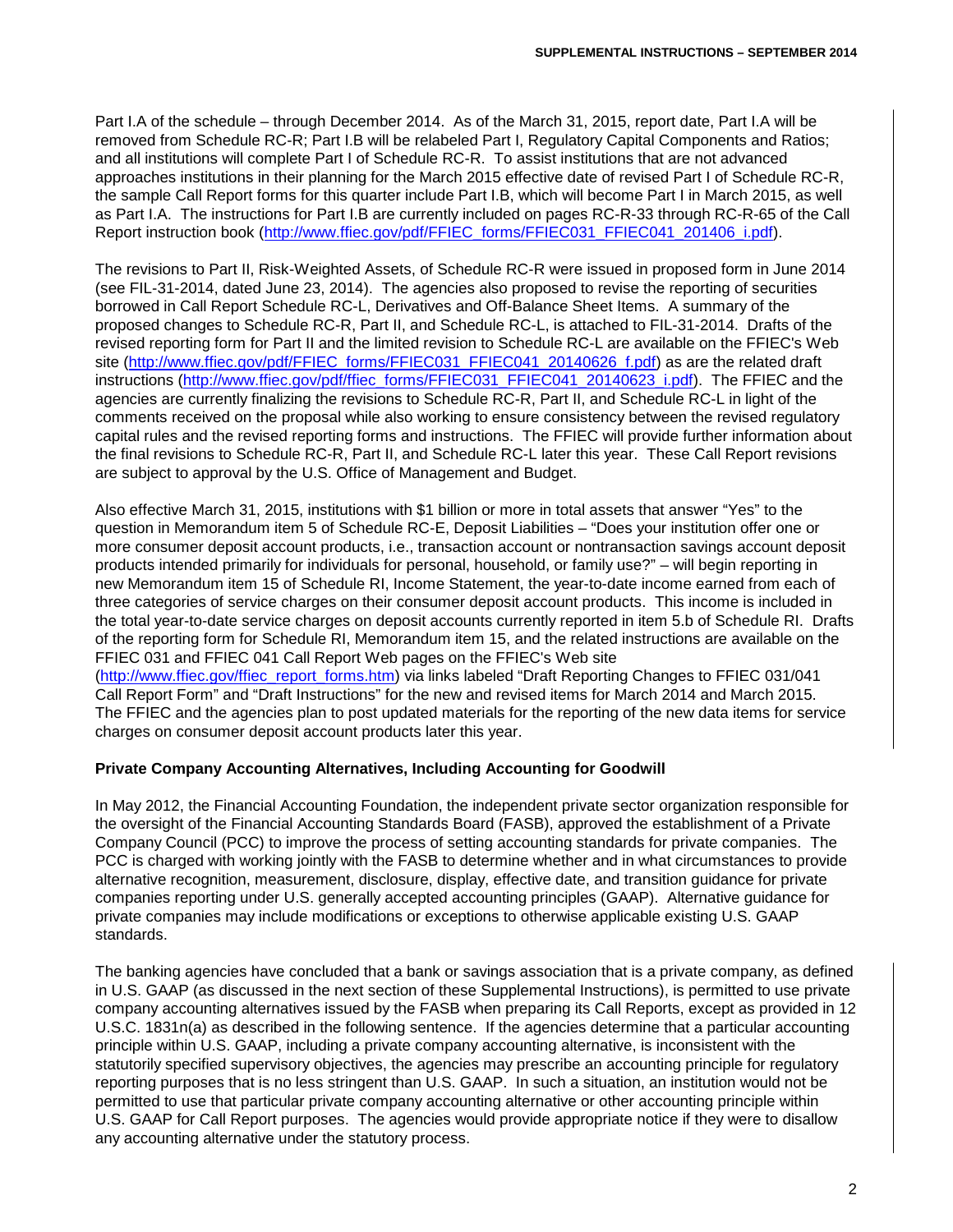Part I.A of the schedule – through December 2014. As of the March 31, 2015, report date, Part I.A will be removed from Schedule RC-R; Part I.B will be relabeled Part I, Regulatory Capital Components and Ratios; and all institutions will complete Part I of Schedule RC-R. To assist institutions that are not advanced approaches institutions in their planning for the March 2015 effective date of revised Part I of Schedule RC-R, the sample Call Report forms for this quarter include Part I.B, which will become Part I in March 2015, as well as Part I.A. The instructions for Part I.B are currently included on pages RC-R-33 through RC-R-65 of the Call Report instruction book (http://www.ffiec.gov/pdf/FFIEC_forms/FFIEC031_FFIEC041_201406_i.pdf).

The revisions to Part II, Risk-Weighted Assets, of Schedule RC-R were issued in proposed form in June 2014 (see FIL-31-2014, dated June 23, 2014). The agencies also proposed to revise the reporting of securities borrowed in Call Report Schedule RC-L, Derivatives and Off-Balance Sheet Items. A summary of the proposed changes to Schedule RC-R, Part II, and Schedule RC-L, is attached to FIL-31-2014. Drafts of the revised reporting form for Part II and the limited revision to Schedule RC-L are available on the FFIEC's Web site (http://www.ffiec.gov/pdf/FFIEC_forms/FFIEC031_FFIEC041_20140626_f.pdf) as are the related draft instructions (http://www.ffiec.gov/pdf/ffiec_forms/FFIEC031_FFIEC041_20140623_i.pdf). The FFIEC and the agencies are currently finalizing the revisions to Schedule RC-R, Part II, and Schedule RC-L in light of the comments received on the proposal while also working to ensure consistency between the revised regulatory capital rules and the revised reporting forms and instructions. The FFIEC will provide further information about the final revisions to Schedule RC-R, Part II, and Schedule RC-L later this year. These Call Report revisions are subject to approval by the U.S. Office of Management and Budget.

Also effective March 31, 2015, institutions with $1 billion or more in total assets that answer "Yes" to the question in Memorandum item 5 of Schedule RC-E, Deposit Liabilities – "Does your institution offer one or more consumer deposit account products, i.e., transaction account or nontransaction savings account deposit products intended primarily for individuals for personal, household, or family use?" – will begin reporting in new Memorandum item 15 of Schedule RI, Income Statement, the year-to-date income earned from each of three categories of service charges on their consumer deposit account products. This income is included in the total year-to-date service charges on deposit accounts currently reported in item 5.b of Schedule RI. Drafts of the reporting form for Schedule RI, Memorandum item 15, and the related instructions are available on the FFIEC 031 and FFIEC 041 Call Report Web pages on the FFIEC's Web site (http://www.ffiec.gov/ffiec_report_forms.htm) via links labeled "Draft Reporting Changes to FFIEC 031/041 Call Report Form" and "Draft Instructions" for the new and revised items for March 2014 and March 2015. The FFIEC and the agencies plan to post updated materials for the reporting of the new data items for service charges on consumer deposit account products later this year.

**Private Company Accounting Alternatives, Including Accounting for Goodwill**

In May 2012, the Financial Accounting Foundation, the independent private sector organization responsible for the oversight of the Financial Accounting Standards Board (FASB), approved the establishment of a Private Company Council (PCC) to improve the process of setting accounting standards for private companies. The PCC is charged with working jointly with the FASB to determine whether and in what circumstances to provide alternative recognition, measurement, disclosure, display, effective date, and transition guidance for private companies reporting under U.S. generally accepted accounting principles (GAAP). Alternative guidance for private companies may include modifications or exceptions to otherwise applicable existing U.S. GAAP standards.

The banking agencies have concluded that a bank or savings association that is a private company, as defined in U.S. GAAP (as discussed in the next section of these Supplemental Instructions), is permitted to use private company accounting alternatives issued by the FASB when preparing its Call Reports, except as provided in 12 U.S.C. 1831n(a) as described in the following sentence. If the agencies determine that a particular accounting principle within U.S. GAAP, including a private company accounting alternative, is inconsistent with the statutorily specified supervisory objectives, the agencies may prescribe an accounting principle for regulatory reporting purposes that is no less stringent than U.S. GAAP. In such a situation, an institution would not be permitted to use that particular private company accounting alternative or other accounting principle within U.S. GAAP for Call Report purposes. The agencies would provide appropriate notice if they were to disallow any accounting alternative under the statutory process.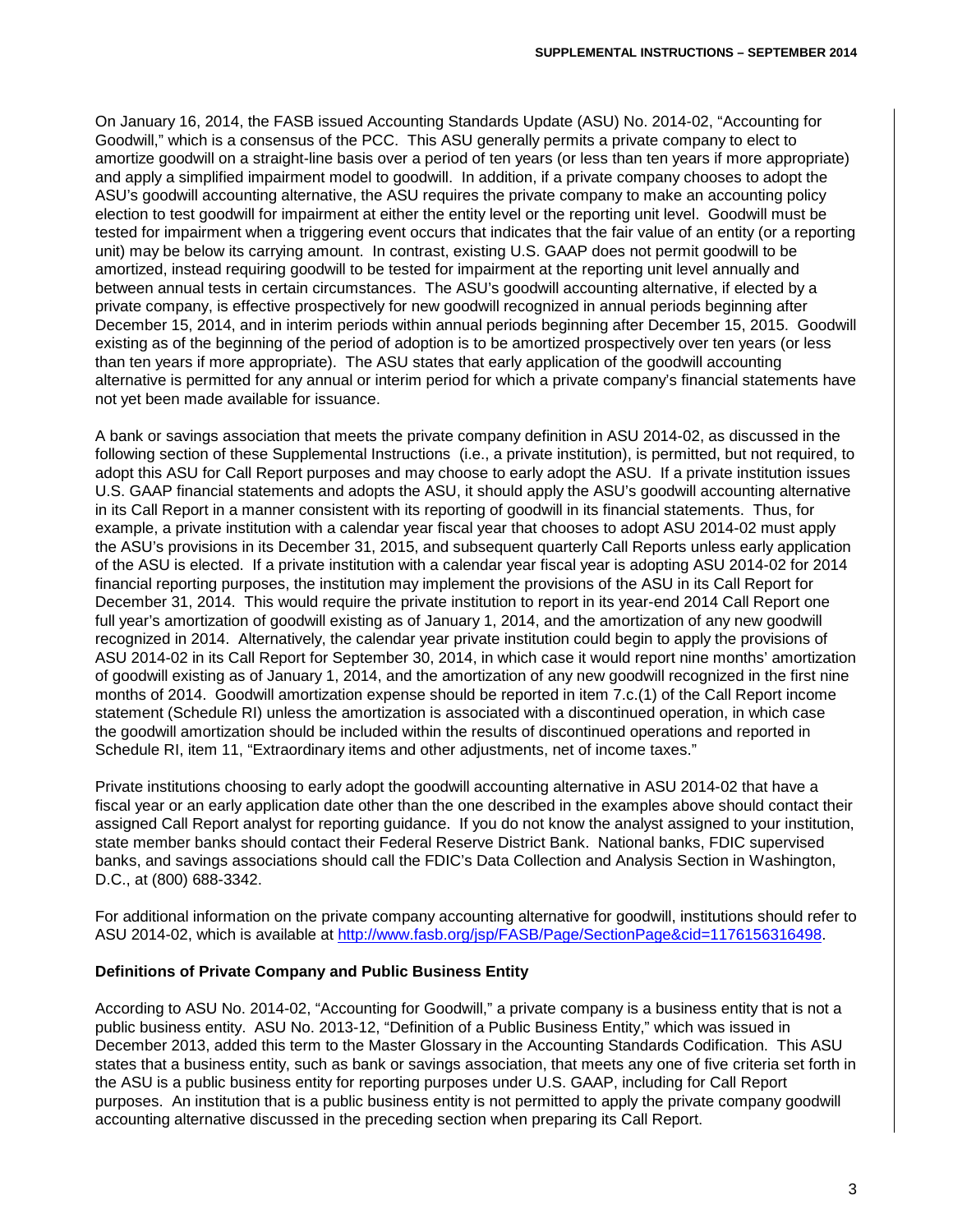On January 16, 2014, the FASB issued Accounting Standards Update (ASU) No. 2014-02, "Accounting for Goodwill," which is a consensus of the PCC. This ASU generally permits a private company to elect to amortize goodwill on a straight-line basis over a period of ten years (or less than ten years if more appropriate) and apply a simplified impairment model to goodwill. In addition, if a private company chooses to adopt the ASU's goodwill accounting alternative, the ASU requires the private company to make an accounting policy election to test goodwill for impairment at either the entity level or the reporting unit level. Goodwill must be tested for impairment when a triggering event occurs that indicates that the fair value of an entity (or a reporting unit) may be below its carrying amount. In contrast, existing U.S. GAAP does not permit goodwill to be amortized, instead requiring goodwill to be tested for impairment at the reporting unit level annually and between annual tests in certain circumstances. The ASU's goodwill accounting alternative, if elected by a private company, is effective prospectively for new goodwill recognized in annual periods beginning after December 15, 2014, and in interim periods within annual periods beginning after December 15, 2015. Goodwill existing as of the beginning of the period of adoption is to be amortized prospectively over ten years (or less than ten years if more appropriate). The ASU states that early application of the goodwill accounting alternative is permitted for any annual or interim period for which a private company's financial statements have not yet been made available for issuance.

A bank or savings association that meets the private company definition in ASU 2014-02, as discussed in the following section of these Supplemental Instructions (i.e., a private institution), is permitted, but not required, to adopt this ASU for Call Report purposes and may choose to early adopt the ASU. If a private institution issues U.S. GAAP financial statements and adopts the ASU, it should apply the ASU's goodwill accounting alternative in its Call Report in a manner consistent with its reporting of goodwill in its financial statements. Thus, for example, a private institution with a calendar year fiscal year that chooses to adopt ASU 2014-02 must apply the ASU's provisions in its December 31, 2015, and subsequent quarterly Call Reports unless early application of the ASU is elected. If a private institution with a calendar year fiscal year is adopting ASU 2014-02 for 2014 financial reporting purposes, the institution may implement the provisions of the ASU in its Call Report for December 31, 2014. This would require the private institution to report in its year-end 2014 Call Report one full year's amortization of goodwill existing as of January 1, 2014, and the amortization of any new goodwill recognized in 2014. Alternatively, the calendar year private institution could begin to apply the provisions of ASU 2014-02 in its Call Report for September 30, 2014, in which case it would report nine months' amortization of goodwill existing as of January 1, 2014, and the amortization of any new goodwill recognized in the first nine months of 2014. Goodwill amortization expense should be reported in item 7.c.(1) of the Call Report income statement (Schedule RI) unless the amortization is associated with a discontinued operation, in which case the goodwill amortization should be included within the results of discontinued operations and reported in Schedule RI, item 11, "Extraordinary items and other adjustments, net of income taxes."

Private institutions choosing to early adopt the goodwill accounting alternative in ASU 2014-02 that have a fiscal year or an early application date other than the one described in the examples above should contact their assigned Call Report analyst for reporting guidance. If you do not know the analyst assigned to your institution, state member banks should contact their Federal Reserve District Bank. National banks, FDIC supervised banks, and savings associations should call the FDIC's Data Collection and Analysis Section in Washington, D.C., at (800) 688-3342.

For additional information on the private company accounting alternative for goodwill, institutions should refer to ASU 2014-02, which is available at [http://www.fasb.org/jsp/FASB/Page/SectionPage&cid=1176156316498](http://www.fasb.org/jsp/FASB/Page/SectionPage&cid=1176156316498).

**Definitions of Private Company and Public Business Entity**

According to ASU No. 2014-02, "Accounting for Goodwill," a private company is a business entity that is not a public business entity. ASU No. 2013-12, "Definition of a Public Business Entity," which was issued in December 2013, added this term to the Master Glossary in the Accounting Standards Codification. This ASU states that a business entity, such as bank or savings association, that meets any one of five criteria set forth in the ASU is a public business entity for reporting purposes under U.S. GAAP, including for Call Report purposes. An institution that is a public business entity is not permitted to apply the private company goodwill accounting alternative discussed in the preceding section when preparing its Call Report.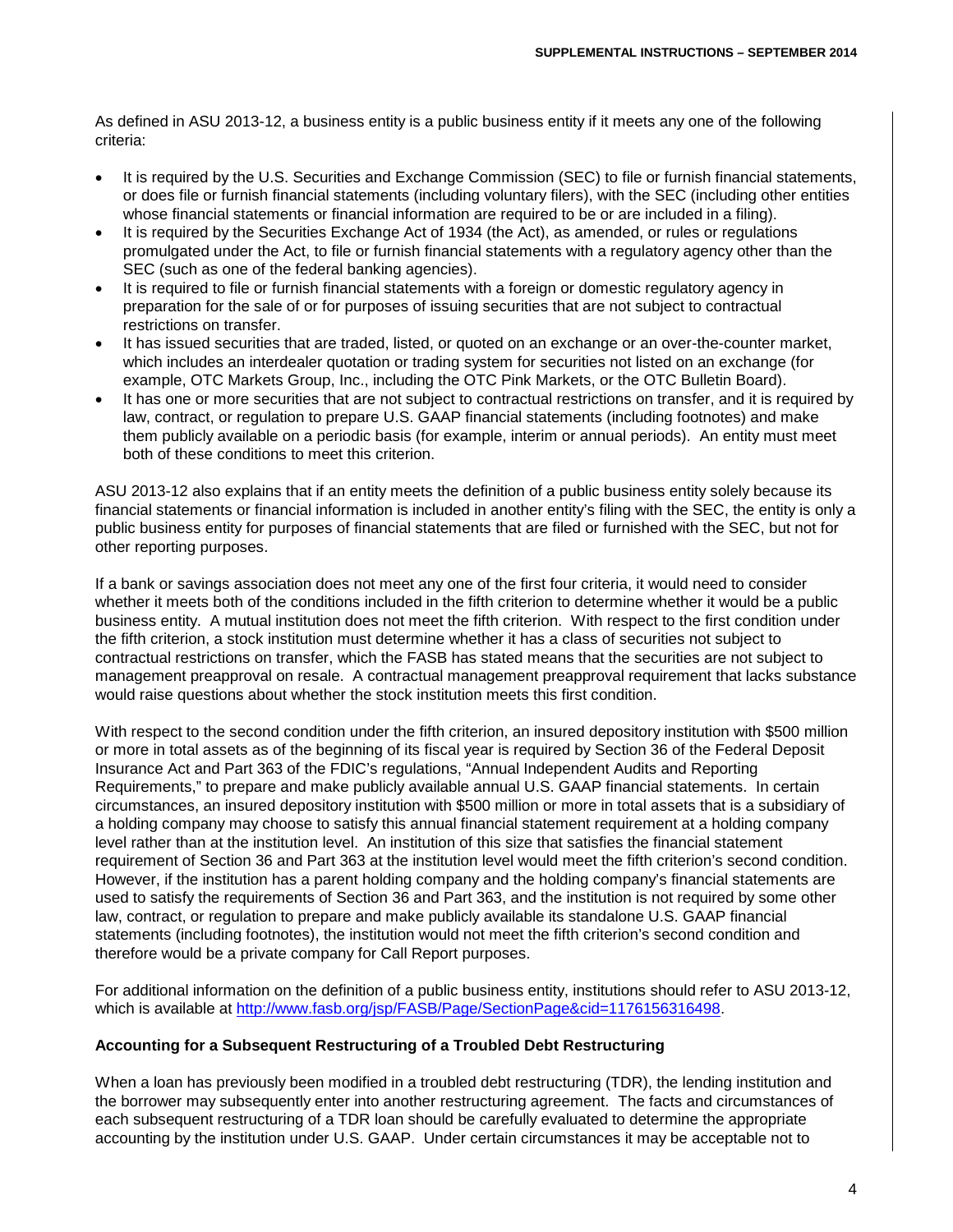As defined in ASU 2013-12, a business entity is a public business entity if it meets any one of the following criteria:

- It is required by the U.S. Securities and Exchange Commission (SEC) to file or furnish financial statements, or does file or furnish financial statements (including voluntary filers), with the SEC (including other entities whose financial statements or financial information are required to be or are included in a filing).
- It is required by the Securities Exchange Act of 1934 (the Act), as amended, or rules or regulations promulgated under the Act, to file or furnish financial statements with a regulatory agency other than the SEC (such as one of the federal banking agencies).
- It is required to file or furnish financial statements with a foreign or domestic regulatory agency in preparation for the sale of or for purposes of issuing securities that are not subject to contractual restrictions on transfer.
- It has issued securities that are traded, listed, or quoted on an exchange or an over-the-counter market, which includes an interdealer quotation or trading system for securities not listed on an exchange (for example, OTC Markets Group, Inc., including the OTC Pink Markets, or the OTC Bulletin Board).
- It has one or more securities that are not subject to contractual restrictions on transfer, and it is required by law, contract, or regulation to prepare U.S. GAAP financial statements (including footnotes) and make them publicly available on a periodic basis (for example, interim or annual periods). An entity must meet both of these conditions to meet this criterion.

ASU 2013-12 also explains that if an entity meets the definition of a public business entity solely because its financial statements or financial information is included in another entity's filing with the SEC, the entity is only a public business entity for purposes of financial statements that are filed or furnished with the SEC, but not for other reporting purposes.

If a bank or savings association does not meet any one of the first four criteria, it would need to consider whether it meets both of the conditions included in the fifth criterion to determine whether it would be a public business entity. A mutual institution does not meet the fifth criterion. With respect to the first condition under the fifth criterion, a stock institution must determine whether it has a class of securities not subject to contractual restrictions on transfer, which the FASB has stated means that the securities are not subject to management preapproval on resale. A contractual management preapproval requirement that lacks substance would raise questions about whether the stock institution meets this first condition.

With respect to the second condition under the fifth criterion, an insured depository institution with $500 million or more in total assets as of the beginning of its fiscal year is required by Section 36 of the Federal Deposit Insurance Act and Part 363 of the FDIC's regulations, "Annual Independent Audits and Reporting Requirements," to prepare and make publicly available annual U.S. GAAP financial statements. In certain circumstances, an insured depository institution with $500 million or more in total assets that is a subsidiary of a holding company may choose to satisfy this annual financial statement requirement at a holding company level rather than at the institution level. An institution of this size that satisfies the financial statement requirement of Section 36 and Part 363 at the institution level would meet the fifth criterion's second condition. However, if the institution has a parent holding company and the holding company's financial statements are used to satisfy the requirements of Section 36 and Part 363, and the institution is not required by some other law, contract, or regulation to prepare and make publicly available its standalone U.S. GAAP financial statements (including footnotes), the institution would not meet the fifth criterion's second condition and therefore would be a private company for Call Report purposes.

For additional information on the definition of a public business entity, institutions should refer to ASU 2013-12, which is available at http://www.fasb.org/jsp/FASB/Page/SectionPage&cid=1176156316498.

### Accounting for a Subsequent Restructuring of a Troubled Debt Restructuring

When a loan has previously been modified in a troubled debt restructuring (TDR), the lending institution and the borrower may subsequently enter into another restructuring agreement. The facts and circumstances of each subsequent restructuring of a TDR loan should be carefully evaluated to determine the appropriate accounting by the institution under U.S. GAAP. Under certain circumstances it may be acceptable not to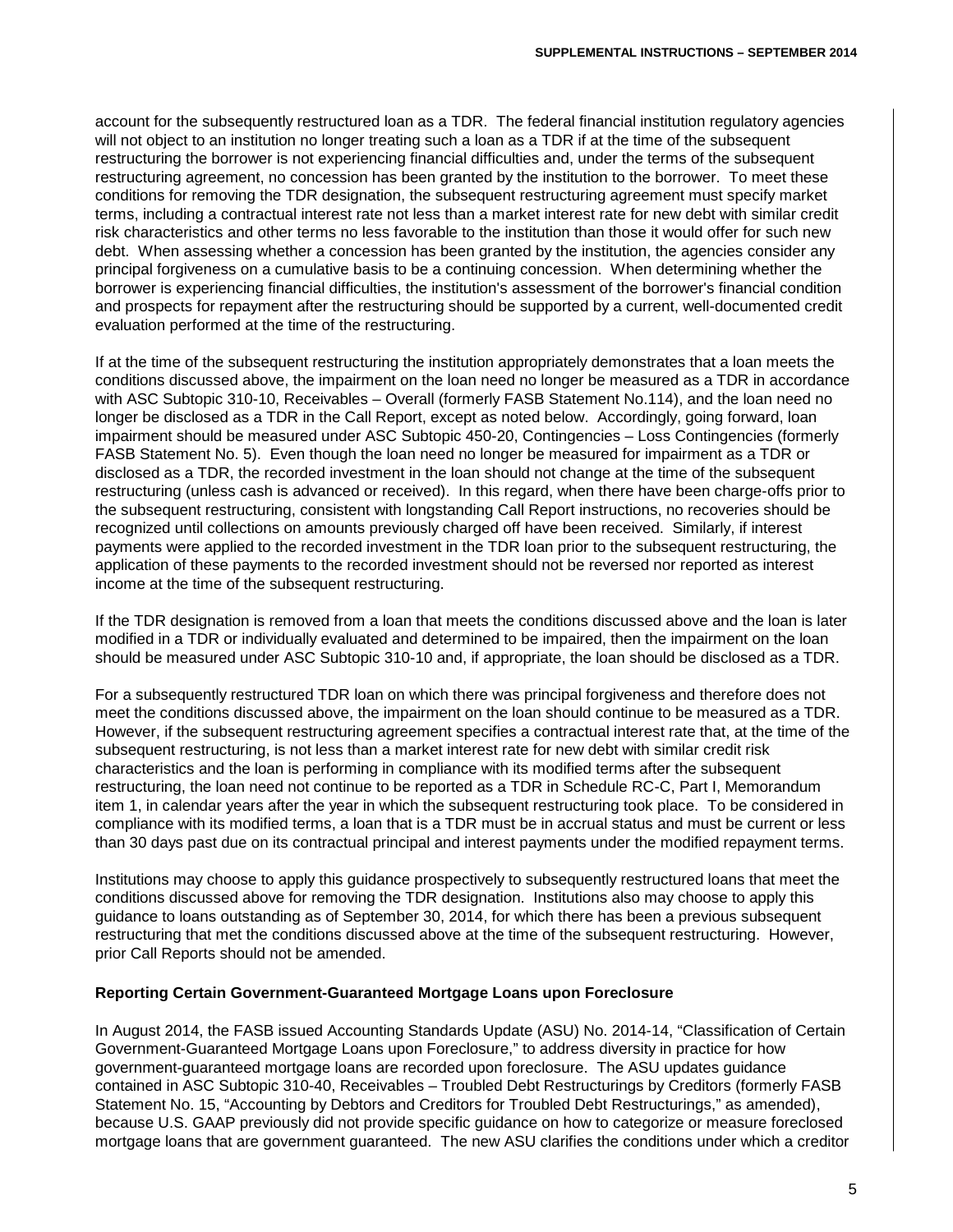account for the subsequently restructured loan as a TDR. The federal financial institution regulatory agencies will not object to an institution no longer treating such a loan as a TDR if at the time of the subsequent restructuring the borrower is not experiencing financial difficulties and, under the terms of the subsequent restructuring agreement, no concession has been granted by the institution to the borrower. To meet these conditions for removing the TDR designation, the subsequent restructuring agreement must specify market terms, including a contractual interest rate not less than a market interest rate for new debt with similar credit risk characteristics and other terms no less favorable to the institution than those it would offer for such new debt. When assessing whether a concession has been granted by the institution, the agencies consider any principal forgiveness on a cumulative basis to be a continuing concession. When determining whether the borrower is experiencing financial difficulties, the institution's assessment of the borrower's financial condition and prospects for repayment after the restructuring should be supported by a current, well-documented credit evaluation performed at the time of the restructuring.

If at the time of the subsequent restructuring the institution appropriately demonstrates that a loan meets the conditions discussed above, the impairment on the loan need no longer be measured as a TDR in accordance with ASC Subtopic 310-10, Receivables – Overall (formerly FASB Statement No.114), and the loan need no longer be disclosed as a TDR in the Call Report, except as noted below. Accordingly, going forward, loan impairment should be measured under ASC Subtopic 450-20, Contingencies – Loss Contingencies (formerly FASB Statement No. 5). Even though the loan need no longer be measured for impairment as a TDR or disclosed as a TDR, the recorded investment in the loan should not change at the time of the subsequent restructuring (unless cash is advanced or received). In this regard, when there have been charge-offs prior to the subsequent restructuring, consistent with longstanding Call Report instructions, no recoveries should be recognized until collections on amounts previously charged off have been received. Similarly, if interest payments were applied to the recorded investment in the TDR loan prior to the subsequent restructuring, the application of these payments to the recorded investment should not be reversed nor reported as interest income at the time of the subsequent restructuring.

If the TDR designation is removed from a loan that meets the conditions discussed above and the loan is later modified in a TDR or individually evaluated and determined to be impaired, then the impairment on the loan should be measured under ASC Subtopic 310-10 and, if appropriate, the loan should be disclosed as a TDR.

For a subsequently restructured TDR loan on which there was principal forgiveness and therefore does not meet the conditions discussed above, the impairment on the loan should continue to be measured as a TDR. However, if the subsequent restructuring agreement specifies a contractual interest rate that, at the time of the subsequent restructuring, is not less than a market interest rate for new debt with similar credit risk characteristics and the loan is performing in compliance with its modified terms after the subsequent restructuring, the loan need not continue to be reported as a TDR in Schedule RC-C, Part I, Memorandum item 1, in calendar years after the year in which the subsequent restructuring took place. To be considered in compliance with its modified terms, a loan that is a TDR must be in accrual status and must be current or less than 30 days past due on its contractual principal and interest payments under the modified repayment terms.

Institutions may choose to apply this guidance prospectively to subsequently restructured loans that meet the conditions discussed above for removing the TDR designation. Institutions also may choose to apply this guidance to loans outstanding as of September 30, 2014, for which there has been a previous subsequent restructuring that met the conditions discussed above at the time of the subsequent restructuring. However, prior Call Reports should not be amended.

**Reporting Certain Government-Guaranteed Mortgage Loans upon Foreclosure**

In August 2014, the FASB issued Accounting Standards Update (ASU) No. 2014-14, "Classification of Certain Government-Guaranteed Mortgage Loans upon Foreclosure," to address diversity in practice for how government-guaranteed mortgage loans are recorded upon foreclosure. The ASU updates guidance contained in ASC Subtopic 310-40, Receivables – Troubled Debt Restructurings by Creditors (formerly FASB Statement No. 15, "Accounting by Debtors and Creditors for Troubled Debt Restructurings," as amended), because U.S. GAAP previously did not provide specific guidance on how to categorize or measure foreclosed mortgage loans that are government guaranteed. The new ASU clarifies the conditions under which a creditor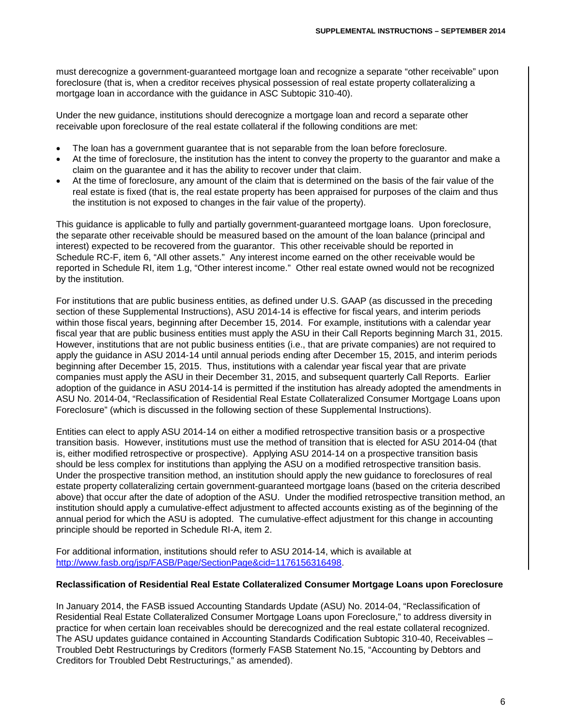must derecognize a government-guaranteed mortgage loan and recognize a separate "other receivable" upon foreclosure (that is, when a creditor receives physical possession of real estate property collateralizing a mortgage loan in accordance with the guidance in ASC Subtopic 310-40).

Under the new guidance, institutions should derecognize a mortgage loan and record a separate other receivable upon foreclosure of the real estate collateral if the following conditions are met:

- The loan has a government guarantee that is not separable from the loan before foreclosure.
- At the time of foreclosure, the institution has the intent to convey the property to the guarantor and make a claim on the guarantee and it has the ability to recover under that claim.
- At the time of foreclosure, any amount of the claim that is determined on the basis of the fair value of the real estate is fixed (that is, the real estate property has been appraised for purposes of the claim and thus the institution is not exposed to changes in the fair value of the property).

This guidance is applicable to fully and partially government-guaranteed mortgage loans. Upon foreclosure, the separate other receivable should be measured based on the amount of the loan balance (principal and interest) expected to be recovered from the guarantor. This other receivable should be reported in Schedule RC-F, item 6, "All other assets." Any interest income earned on the other receivable would be reported in Schedule RI, item 1.g, "Other interest income." Other real estate owned would not be recognized by the institution.

For institutions that are public business entities, as defined under U.S. GAAP (as discussed in the preceding section of these Supplemental Instructions), ASU 2014-14 is effective for fiscal years, and interim periods within those fiscal years, beginning after December 15, 2014. For example, institutions with a calendar year fiscal year that are public business entities must apply the ASU in their Call Reports beginning March 31, 2015. However, institutions that are not public business entities (i.e., that are private companies) are not required to apply the guidance in ASU 2014-14 until annual periods ending after December 15, 2015, and interim periods beginning after December 15, 2015. Thus, institutions with a calendar year fiscal year that are private companies must apply the ASU in their December 31, 2015, and subsequent quarterly Call Reports. Earlier adoption of the guidance in ASU 2014-14 is permitted if the institution has already adopted the amendments in ASU No. 2014-04, "Reclassification of Residential Real Estate Collateralized Consumer Mortgage Loans upon Foreclosure" (which is discussed in the following section of these Supplemental Instructions).

Entities can elect to apply ASU 2014-14 on either a modified retrospective transition basis or a prospective transition basis. However, institutions must use the method of transition that is elected for ASU 2014-04 (that is, either modified retrospective or prospective). Applying ASU 2014-14 on a prospective transition basis should be less complex for institutions than applying the ASU on a modified retrospective transition basis. Under the prospective transition method, an institution should apply the new guidance to foreclosures of real estate property collateralizing certain government-guaranteed mortgage loans (based on the criteria described above) that occur after the date of adoption of the ASU. Under the modified retrospective transition method, an institution should apply a cumulative-effect adjustment to affected accounts existing as of the beginning of the annual period for which the ASU is adopted. The cumulative-effect adjustment for this change in accounting principle should be reported in Schedule RI-A, item 2.

For additional information, institutions should refer to ASU 2014-14, which is available at http://www.fasb.org/jsp/FASB/Page/SectionPage&cid=1176156316498.

**Reclassification of Residential Real Estate Collateralized Consumer Mortgage Loans upon Foreclosure**

In January 2014, the FASB issued Accounting Standards Update (ASU) No. 2014-04, "Reclassification of Residential Real Estate Collateralized Consumer Mortgage Loans upon Foreclosure," to address diversity in practice for when certain loan receivables should be derecognized and the real estate collateral recognized. The ASU updates guidance contained in Accounting Standards Codification Subtopic 310-40, Receivables – Troubled Debt Restructurings by Creditors (formerly FASB Statement No.15, "Accounting by Debtors and Creditors for Troubled Debt Restructurings," as amended).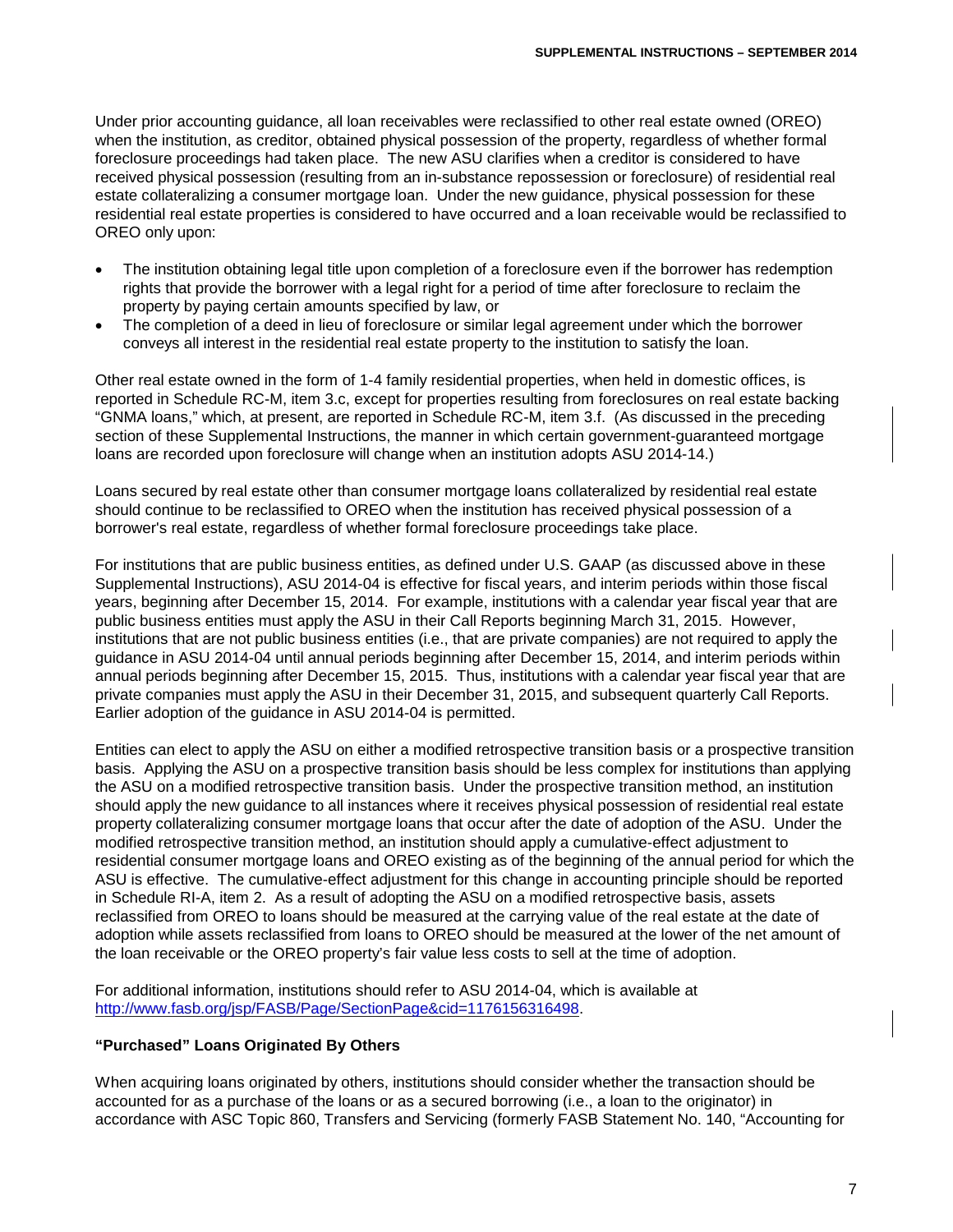Under prior accounting guidance, all loan receivables were reclassified to other real estate owned (OREO) when the institution, as creditor, obtained physical possession of the property, regardless of whether formal foreclosure proceedings had taken place. The new ASU clarifies when a creditor is considered to have received physical possession (resulting from an in-substance repossession or foreclosure) of residential real estate collateralizing a consumer mortgage loan. Under the new guidance, physical possession for these residential real estate properties is considered to have occurred and a loan receivable would be reclassified to OREO only upon:

- The institution obtaining legal title upon completion of a foreclosure even if the borrower has redemption rights that provide the borrower with a legal right for a period of time after foreclosure to reclaim the property by paying certain amounts specified by law, or
- The completion of a deed in lieu of foreclosure or similar legal agreement under which the borrower conveys all interest in the residential real estate property to the institution to satisfy the loan.

Other real estate owned in the form of 1-4 family residential properties, when held in domestic offices, is reported in Schedule RC-M, item 3.c, except for properties resulting from foreclosures on real estate backing "GNMA loans," which, at present, are reported in Schedule RC-M, item 3.f. (As discussed in the preceding section of these Supplemental Instructions, the manner in which certain government-guaranteed mortgage loans are recorded upon foreclosure will change when an institution adopts ASU 2014-14.)

Loans secured by real estate other than consumer mortgage loans collateralized by residential real estate should continue to be reclassified to OREO when the institution has received physical possession of a borrower's real estate, regardless of whether formal foreclosure proceedings take place.

For institutions that are public business entities, as defined under U.S. GAAP (as discussed above in these Supplemental Instructions), ASU 2014-04 is effective for fiscal years, and interim periods within those fiscal years, beginning after December 15, 2014. For example, institutions with a calendar year fiscal year that are public business entities must apply the ASU in their Call Reports beginning March 31, 2015. However, institutions that are not public business entities (i.e., that are private companies) are not required to apply the guidance in ASU 2014-04 until annual periods beginning after December 15, 2014, and interim periods within annual periods beginning after December 15, 2015. Thus, institutions with a calendar year fiscal year that are private companies must apply the ASU in their December 31, 2015, and subsequent quarterly Call Reports. Earlier adoption of the guidance in ASU 2014-04 is permitted.

Entities can elect to apply the ASU on either a modified retrospective transition basis or a prospective transition basis. Applying the ASU on a prospective transition basis should be less complex for institutions than applying the ASU on a modified retrospective transition basis. Under the prospective transition method, an institution should apply the new guidance to all instances where it receives physical possession of residential real estate property collateralizing consumer mortgage loans that occur after the date of adoption of the ASU. Under the modified retrospective transition method, an institution should apply a cumulative-effect adjustment to residential consumer mortgage loans and OREO existing as of the beginning of the annual period for which the ASU is effective. The cumulative-effect adjustment for this change in accounting principle should be reported in Schedule RI-A, item 2. As a result of adopting the ASU on a modified retrospective basis, assets reclassified from OREO to loans should be measured at the carrying value of the real estate at the date of adoption while assets reclassified from loans to OREO should be measured at the lower of the net amount of the loan receivable or the OREO property's fair value less costs to sell at the time of adoption.

For additional information, institutions should refer to ASU 2014-04, which is available at http://www.fasb.org/jsp/FASB/Page/SectionPage&cid=1176156316498.

### "Purchased" Loans Originated By Others

When acquiring loans originated by others, institutions should consider whether the transaction should be accounted for as a purchase of the loans or as a secured borrowing (i.e., a loan to the originator) in accordance with ASC Topic 860, Transfers and Servicing (formerly FASB Statement No. 140, "Accounting for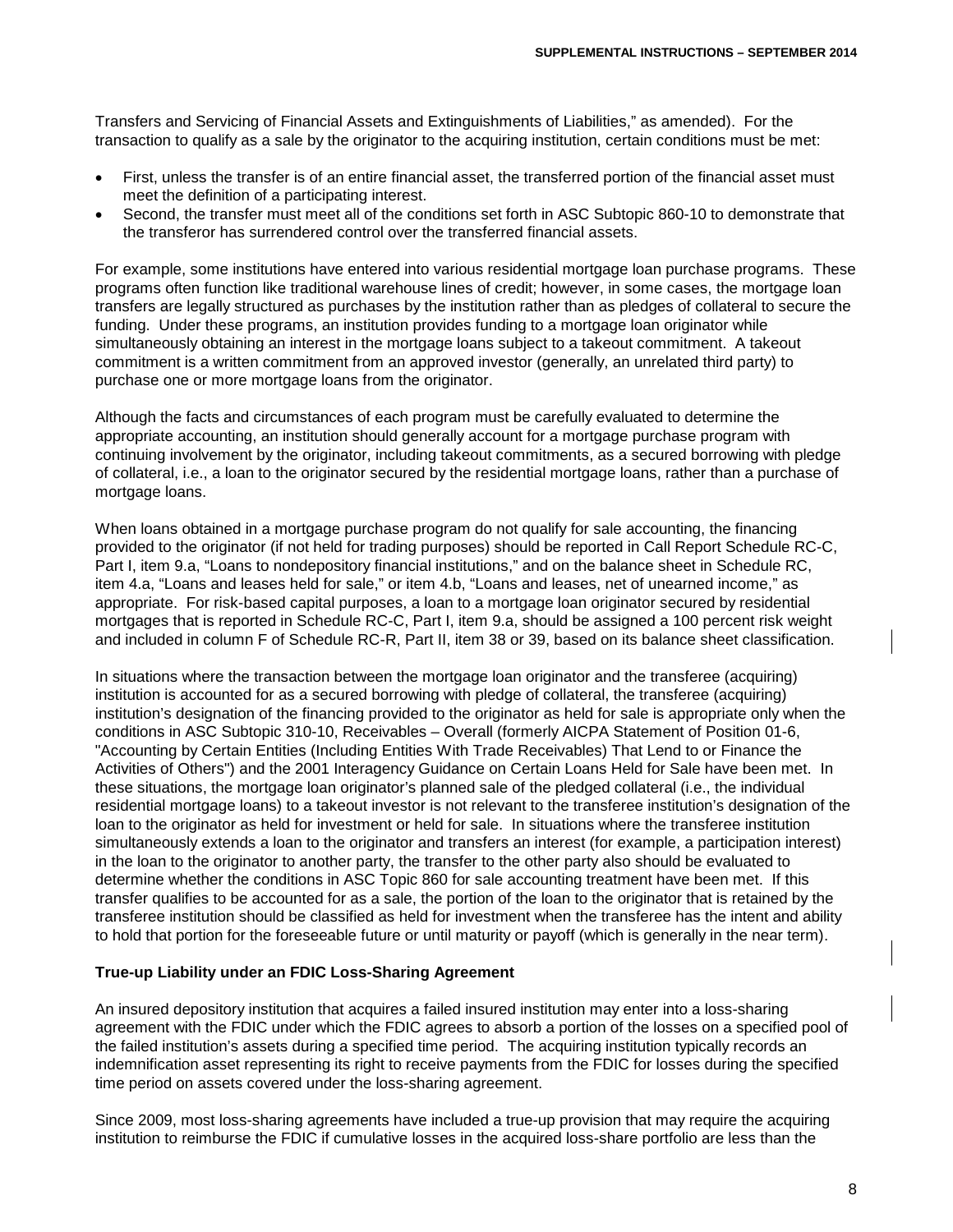Transfers and Servicing of Financial Assets and Extinguishments of Liabilities," as amended). For the transaction to qualify as a sale by the originator to the acquiring institution, certain conditions must be met:

- First, unless the transfer is of an entire financial asset, the transferred portion of the financial asset must meet the definition of a participating interest.
- Second, the transfer must meet all of the conditions set forth in ASC Subtopic 860-10 to demonstrate that the transferor has surrendered control over the transferred financial assets.

For example, some institutions have entered into various residential mortgage loan purchase programs. These programs often function like traditional warehouse lines of credit; however, in some cases, the mortgage loan transfers are legally structured as purchases by the institution rather than as pledges of collateral to secure the funding. Under these programs, an institution provides funding to a mortgage loan originator while simultaneously obtaining an interest in the mortgage loans subject to a takeout commitment. A takeout commitment is a written commitment from an approved investor (generally, an unrelated third party) to purchase one or more mortgage loans from the originator.

Although the facts and circumstances of each program must be carefully evaluated to determine the appropriate accounting, an institution should generally account for a mortgage purchase program with continuing involvement by the originator, including takeout commitments, as a secured borrowing with pledge of collateral, i.e., a loan to the originator secured by the residential mortgage loans, rather than a purchase of mortgage loans.

When loans obtained in a mortgage purchase program do not qualify for sale accounting, the financing provided to the originator (if not held for trading purposes) should be reported in Call Report Schedule RC-C, Part I, item 9.a, "Loans to nondepository financial institutions," and on the balance sheet in Schedule RC, item 4.a, "Loans and leases held for sale," or item 4.b, "Loans and leases, net of unearned income," as appropriate. For risk-based capital purposes, a loan to a mortgage loan originator secured by residential mortgages that is reported in Schedule RC-C, Part I, item 9.a, should be assigned a 100 percent risk weight and included in column F of Schedule RC-R, Part II, item 38 or 39, based on its balance sheet classification.

In situations where the transaction between the mortgage loan originator and the transferee (acquiring) institution is accounted for as a secured borrowing with pledge of collateral, the transferee (acquiring) institution's designation of the financing provided to the originator as held for sale is appropriate only when the conditions in ASC Subtopic 310-10, Receivables – Overall (formerly AICPA Statement of Position 01-6, "Accounting by Certain Entities (Including Entities With Trade Receivables) That Lend to or Finance the Activities of Others") and the 2001 Interagency Guidance on Certain Loans Held for Sale have been met. In these situations, the mortgage loan originator's planned sale of the pledged collateral (i.e., the individual residential mortgage loans) to a takeout investor is not relevant to the transferee institution's designation of the loan to the originator as held for investment or held for sale. In situations where the transferee institution simultaneously extends a loan to the originator and transfers an interest (for example, a participation interest) in the loan to the originator to another party, the transfer to the other party also should be evaluated to determine whether the conditions in ASC Topic 860 for sale accounting treatment have been met. If this transfer qualifies to be accounted for as a sale, the portion of the loan to the originator that is retained by the transferee institution should be classified as held for investment when the transferee has the intent and ability to hold that portion for the foreseeable future or until maturity or payoff (which is generally in the near term).

**True-up Liability under an FDIC Loss-Sharing Agreement**

An insured depository institution that acquires a failed insured institution may enter into a loss-sharing agreement with the FDIC under which the FDIC agrees to absorb a portion of the losses on a specified pool of the failed institution's assets during a specified time period. The acquiring institution typically records an indemnification asset representing its right to receive payments from the FDIC for losses during the specified time period on assets covered under the loss-sharing agreement.

Since 2009, most loss-sharing agreements have included a true-up provision that may require the acquiring institution to reimburse the FDIC if cumulative losses in the acquired loss-share portfolio are less than the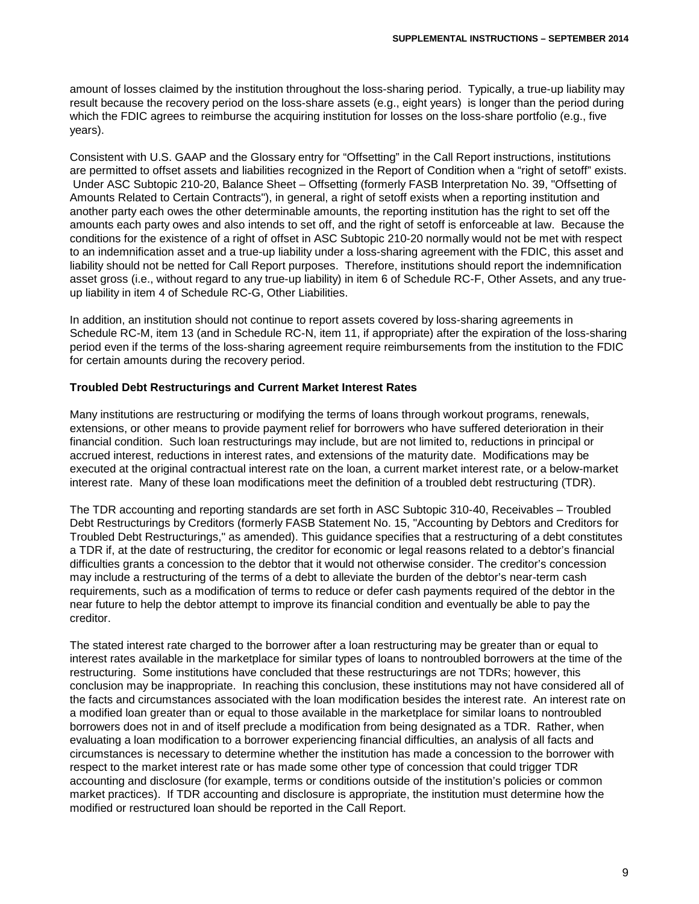amount of losses claimed by the institution throughout the loss-sharing period. Typically, a true-up liability may result because the recovery period on the loss-share assets (e.g., eight years) is longer than the period during which the FDIC agrees to reimburse the acquiring institution for losses on the loss-share portfolio (e.g., five years).

Consistent with U.S. GAAP and the Glossary entry for "Offsetting" in the Call Report instructions, institutions are permitted to offset assets and liabilities recognized in the Report of Condition when a "right of setoff" exists. Under ASC Subtopic 210-20, Balance Sheet – Offsetting (formerly FASB Interpretation No. 39, "Offsetting of Amounts Related to Certain Contracts"), in general, a right of setoff exists when a reporting institution and another party each owes the other determinable amounts, the reporting institution has the right to set off the amounts each party owes and also intends to set off, and the right of setoff is enforceable at law. Because the conditions for the existence of a right of offset in ASC Subtopic 210-20 normally would not be met with respect to an indemnification asset and a true-up liability under a loss-sharing agreement with the FDIC, this asset and liability should not be netted for Call Report purposes. Therefore, institutions should report the indemnification asset gross (i.e., without regard to any true-up liability) in item 6 of Schedule RC-F, Other Assets, and any true-up liability in item 4 of Schedule RC-G, Other Liabilities.

In addition, an institution should not continue to report assets covered by loss-sharing agreements in Schedule RC-M, item 13 (and in Schedule RC-N, item 11, if appropriate) after the expiration of the loss-sharing period even if the terms of the loss-sharing agreement require reimbursements from the institution to the FDIC for certain amounts during the recovery period.

**Troubled Debt Restructurings and Current Market Interest Rates**

Many institutions are restructuring or modifying the terms of loans through workout programs, renewals, extensions, or other means to provide payment relief for borrowers who have suffered deterioration in their financial condition. Such loan restructurings may include, but are not limited to, reductions in principal or accrued interest, reductions in interest rates, and extensions of the maturity date. Modifications may be executed at the original contractual interest rate on the loan, a current market interest rate, or a below-market interest rate. Many of these loan modifications meet the definition of a troubled debt restructuring (TDR).

The TDR accounting and reporting standards are set forth in ASC Subtopic 310-40, Receivables – Troubled Debt Restructurings by Creditors (formerly FASB Statement No. 15, "Accounting by Debtors and Creditors for Troubled Debt Restructurings," as amended). This guidance specifies that a restructuring of a debt constitutes a TDR if, at the date of restructuring, the creditor for economic or legal reasons related to a debtor's financial difficulties grants a concession to the debtor that it would not otherwise consider. The creditor's concession may include a restructuring of the terms of a debt to alleviate the burden of the debtor's near-term cash requirements, such as a modification of terms to reduce or defer cash payments required of the debtor in the near future to help the debtor attempt to improve its financial condition and eventually be able to pay the creditor.

The stated interest rate charged to the borrower after a loan restructuring may be greater than or equal to interest rates available in the marketplace for similar types of loans to nontroubled borrowers at the time of the restructuring. Some institutions have concluded that these restructurings are not TDRs; however, this conclusion may be inappropriate. In reaching this conclusion, these institutions may not have considered all of the facts and circumstances associated with the loan modification besides the interest rate. An interest rate on a modified loan greater than or equal to those available in the marketplace for similar loans to nontroubled borrowers does not in and of itself preclude a modification from being designated as a TDR. Rather, when evaluating a loan modification to a borrower experiencing financial difficulties, an analysis of all facts and circumstances is necessary to determine whether the institution has made a concession to the borrower with respect to the market interest rate or has made some other type of concession that could trigger TDR accounting and disclosure (for example, terms or conditions outside of the institution's policies or common market practices). If TDR accounting and disclosure is appropriate, the institution must determine how the modified or restructured loan should be reported in the Call Report.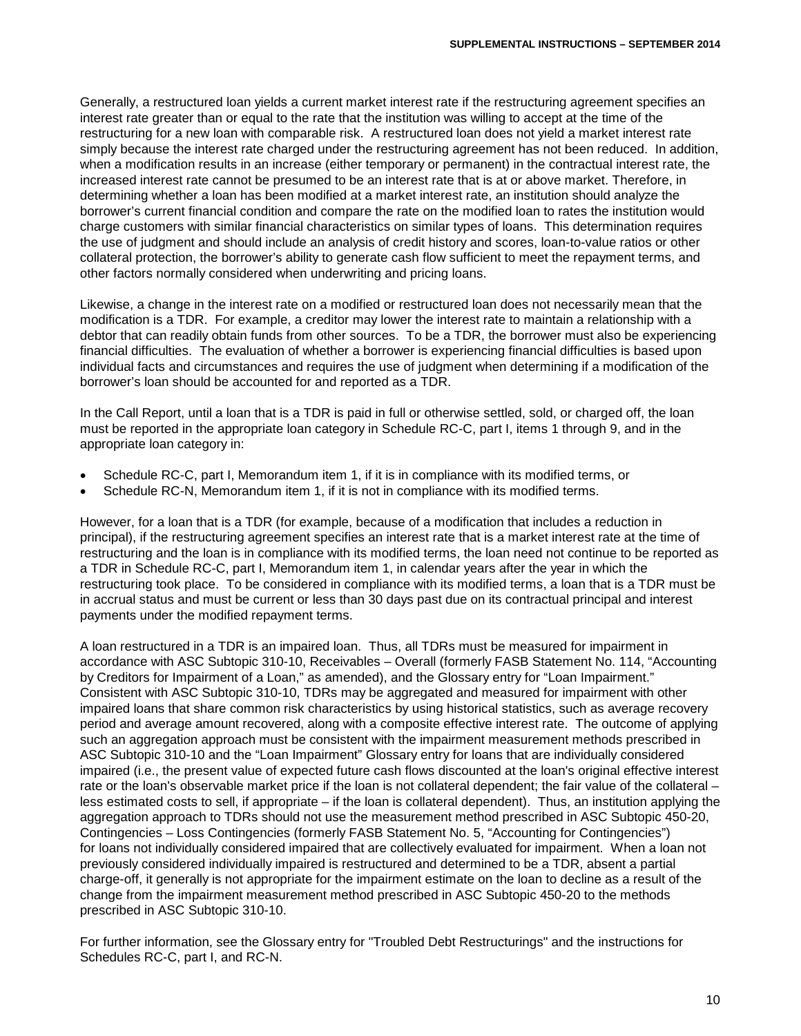Generally, a restructured loan yields a current market interest rate if the restructuring agreement specifies an interest rate greater than or equal to the rate that the institution was willing to accept at the time of the restructuring for a new loan with comparable risk. A restructured loan does not yield a market interest rate simply because the interest rate charged under the restructuring agreement has not been reduced. In addition, when a modification results in an increase (either temporary or permanent) in the contractual interest rate, the increased interest rate cannot be presumed to be an interest rate that is at or above market. Therefore, in determining whether a loan has been modified at a market interest rate, an institution should analyze the borrower's current financial condition and compare the rate on the modified loan to rates the institution would charge customers with similar financial characteristics on similar types of loans. This determination requires the use of judgment and should include an analysis of credit history and scores, loan-to-value ratios or other collateral protection, the borrower's ability to generate cash flow sufficient to meet the repayment terms, and other factors normally considered when underwriting and pricing loans.

Likewise, a change in the interest rate on a modified or restructured loan does not necessarily mean that the modification is a TDR. For example, a creditor may lower the interest rate to maintain a relationship with a debtor that can readily obtain funds from other sources. To be a TDR, the borrower must also be experiencing financial difficulties. The evaluation of whether a borrower is experiencing financial difficulties is based upon individual facts and circumstances and requires the use of judgment when determining if a modification of the borrower's loan should be accounted for and reported as a TDR.

In the Call Report, until a loan that is a TDR is paid in full or otherwise settled, sold, or charged off, the loan must be reported in the appropriate loan category in Schedule RC-C, part I, items 1 through 9, and in the appropriate loan category in:

- Schedule RC-C, part I, Memorandum item 1, if it is in compliance with its modified terms, or
- Schedule RC-N, Memorandum item 1, if it is not in compliance with its modified terms.

However, for a loan that is a TDR (for example, because of a modification that includes a reduction in principal), if the restructuring agreement specifies an interest rate that is a market interest rate at the time of restructuring and the loan is in compliance with its modified terms, the loan need not continue to be reported as a TDR in Schedule RC-C, part I, Memorandum item 1, in calendar years after the year in which the restructuring took place. To be considered in compliance with its modified terms, a loan that is a TDR must be in accrual status and must be current or less than 30 days past due on its contractual principal and interest payments under the modified repayment terms.

A loan restructured in a TDR is an impaired loan. Thus, all TDRs must be measured for impairment in accordance with ASC Subtopic 310-10, Receivables – Overall (formerly FASB Statement No. 114, "Accounting by Creditors for Impairment of a Loan," as amended), and the Glossary entry for "Loan Impairment." Consistent with ASC Subtopic 310-10, TDRs may be aggregated and measured for impairment with other impaired loans that share common risk characteristics by using historical statistics, such as average recovery period and average amount recovered, along with a composite effective interest rate. The outcome of applying such an aggregation approach must be consistent with the impairment measurement methods prescribed in ASC Subtopic 310-10 and the "Loan Impairment" Glossary entry for loans that are individually considered impaired (i.e., the present value of expected future cash flows discounted at the loan's original effective interest rate or the loan's observable market price if the loan is not collateral dependent; the fair value of the collateral – less estimated costs to sell, if appropriate – if the loan is collateral dependent). Thus, an institution applying the aggregation approach to TDRs should not use the measurement method prescribed in ASC Subtopic 450-20, Contingencies – Loss Contingencies (formerly FASB Statement No. 5, "Accounting for Contingencies") for loans not individually considered impaired that are collectively evaluated for impairment. When a loan not previously considered individually impaired is restructured and determined to be a TDR, absent a partial charge-off, it generally is not appropriate for the impairment estimate on the loan to decline as a result of the change from the impairment measurement method prescribed in ASC Subtopic 450-20 to the methods prescribed in ASC Subtopic 310-10.

For further information, see the Glossary entry for "Troubled Debt Restructurings" and the instructions for Schedules RC-C, part I, and RC-N.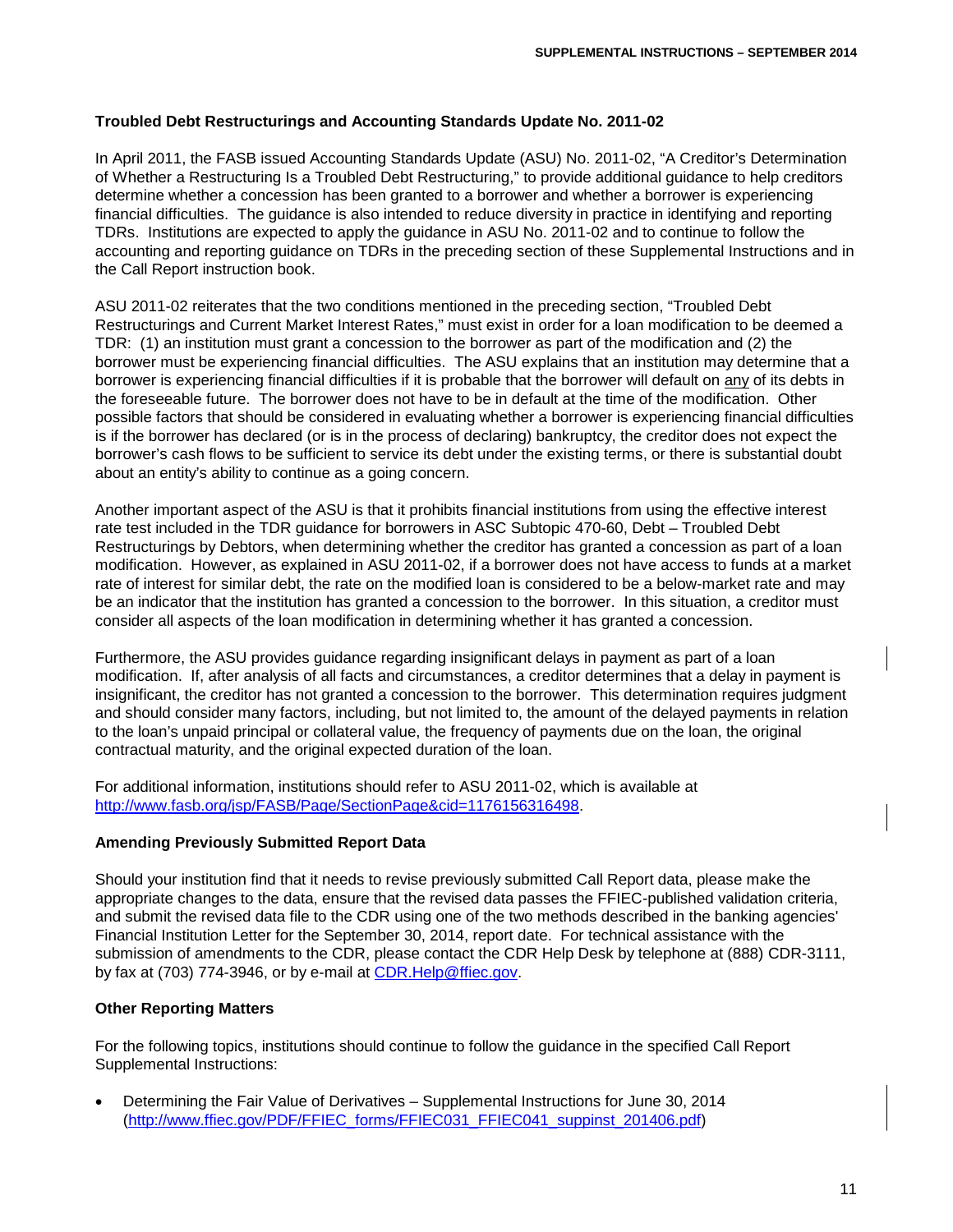### Troubled Debt Restructurings and Accounting Standards Update No. 2011-02

In April 2011, the FASB issued Accounting Standards Update (ASU) No. 2011-02, "A Creditor's Determination of Whether a Restructuring Is a Troubled Debt Restructuring," to provide additional guidance to help creditors determine whether a concession has been granted to a borrower and whether a borrower is experiencing financial difficulties. The guidance is also intended to reduce diversity in practice in identifying and reporting TDRs. Institutions are expected to apply the guidance in ASU No. 2011-02 and to continue to follow the accounting and reporting guidance on TDRs in the preceding section of these Supplemental Instructions and in the Call Report instruction book.

ASU 2011-02 reiterates that the two conditions mentioned in the preceding section, "Troubled Debt Restructurings and Current Market Interest Rates," must exist in order for a loan modification to be deemed a TDR: (1) an institution must grant a concession to the borrower as part of the modification and (2) the borrower must be experiencing financial difficulties. The ASU explains that an institution may determine that a borrower is experiencing financial difficulties if it is probable that the borrower will default on any of its debts in the foreseeable future. The borrower does not have to be in default at the time of the modification. Other possible factors that should be considered in evaluating whether a borrower is experiencing financial difficulties is if the borrower has declared (or is in the process of declaring) bankruptcy, the creditor does not expect the borrower's cash flows to be sufficient to service its debt under the existing terms, or there is substantial doubt about an entity's ability to continue as a going concern.

Another important aspect of the ASU is that it prohibits financial institutions from using the effective interest rate test included in the TDR guidance for borrowers in ASC Subtopic 470-60, Debt – Troubled Debt Restructurings by Debtors, when determining whether the creditor has granted a concession as part of a loan modification. However, as explained in ASU 2011-02, if a borrower does not have access to funds at a market rate of interest for similar debt, the rate on the modified loan is considered to be a below-market rate and may be an indicator that the institution has granted a concession to the borrower. In this situation, a creditor must consider all aspects of the loan modification in determining whether it has granted a concession.

Furthermore, the ASU provides guidance regarding insignificant delays in payment as part of a loan modification. If, after analysis of all facts and circumstances, a creditor determines that a delay in payment is insignificant, the creditor has not granted a concession to the borrower. This determination requires judgment and should consider many factors, including, but not limited to, the amount of the delayed payments in relation to the loan's unpaid principal or collateral value, the frequency of payments due on the loan, the original contractual maturity, and the original expected duration of the loan.

For additional information, institutions should refer to ASU 2011-02, which is available at http://www.fasb.org/jsp/FASB/Page/SectionPage&cid=1176156316498.

### Amending Previously Submitted Report Data

Should your institution find that it needs to revise previously submitted Call Report data, please make the appropriate changes to the data, ensure that the revised data passes the FFIEC-published validation criteria, and submit the revised data file to the CDR using one of the two methods described in the banking agencies' Financial Institution Letter for the September 30, 2014, report date. For technical assistance with the submission of amendments to the CDR, please contact the CDR Help Desk by telephone at (888) CDR-3111, by fax at (703) 774-3946, or by e-mail at CDR.Help@ffiec.gov.

### Other Reporting Matters

For the following topics, institutions should continue to follow the guidance in the specified Call Report Supplemental Instructions:

- Determining the Fair Value of Derivatives – Supplemental Instructions for June 30, 2014 (http://www.ffiec.gov/PDF/FFIEC_forms/FFIEC031_FFIEC041_suppinst_201406.pdf)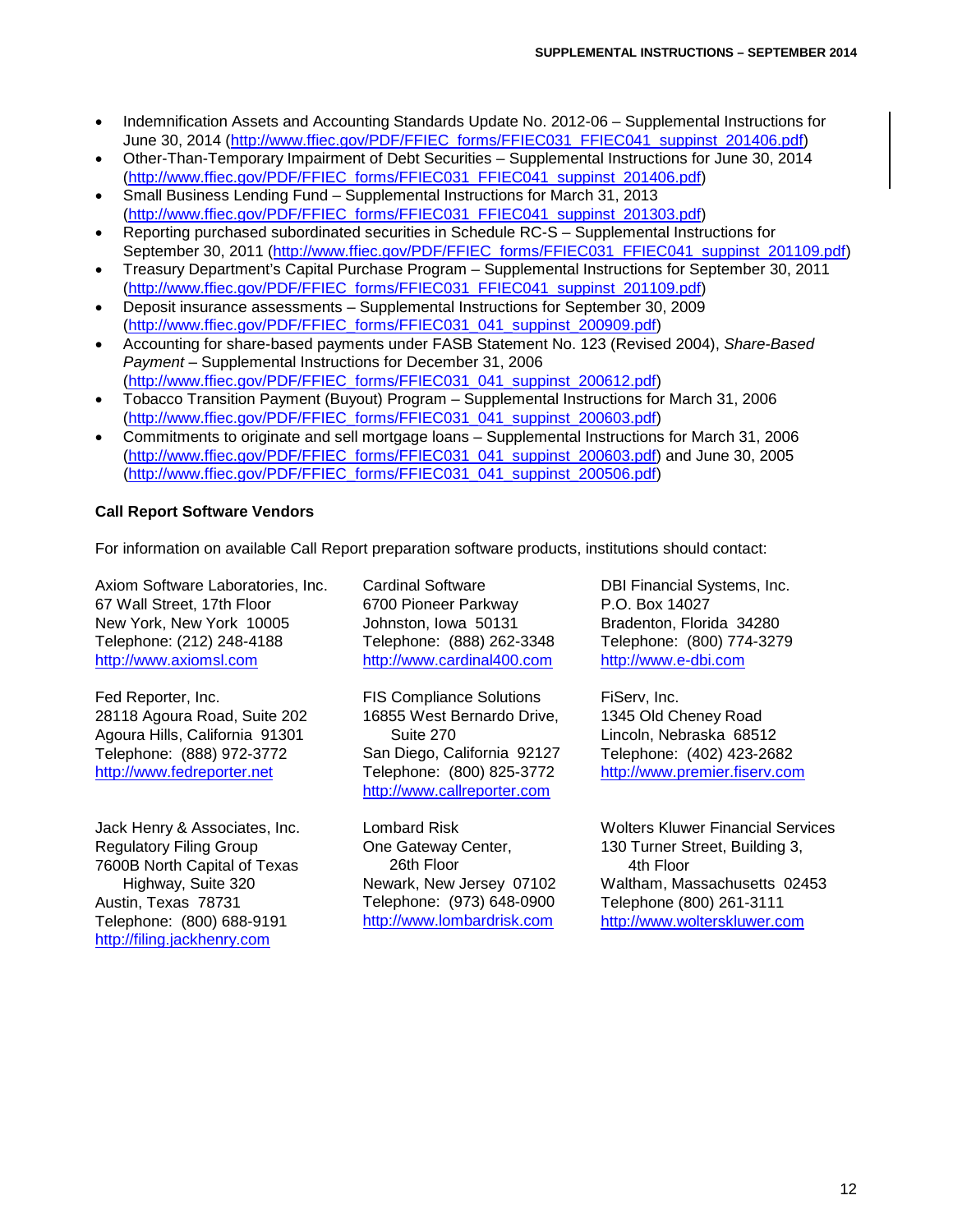- Indemnification Assets and Accounting Standards Update No. 2012-06 – Supplemental Instructions for June 30, 2014 (http://www.ffiec.gov/PDF/FFIEC_forms/FFIEC031_FFIEC041_suppinst_201406.pdf)
- Other-Than-Temporary Impairment of Debt Securities – Supplemental Instructions for June 30, 2014 (http://www.ffiec.gov/PDF/FFIEC_forms/FFIEC031_FFIEC041_suppinst_201406.pdf)
- Small Business Lending Fund – Supplemental Instructions for March 31, 2013 (http://www.ffiec.gov/PDF/FFIEC_forms/FFIEC031_FFIEC041_suppinst_201303.pdf)
- Reporting purchased subordinated securities in Schedule RC-S – Supplemental Instructions for September 30, 2011 (http://www.ffiec.gov/PDF/FFIEC_forms/FFIEC031_FFIEC041_suppinst_201109.pdf)
- Treasury Department's Capital Purchase Program – Supplemental Instructions for September 30, 2011 (http://www.ffiec.gov/PDF/FFIEC_forms/FFIEC031_FFIEC041_suppinst_201109.pdf)
- Deposit insurance assessments – Supplemental Instructions for September 30, 2009 (http://www.ffiec.gov/PDF/FFIEC_forms/FFIEC031_041_suppinst_200909.pdf)
- Accounting for share-based payments under FASB Statement No. 123 (Revised 2004), *Share-Based Payment* – Supplemental Instructions for December 31, 2006 (http://www.ffiec.gov/PDF/FFIEC_forms/FFIEC031_041_suppinst_200612.pdf)
- Tobacco Transition Payment (Buyout) Program – Supplemental Instructions for March 31, 2006 (http://www.ffiec.gov/PDF/FFIEC_forms/FFIEC031_041_suppinst_200603.pdf)
- Commitments to originate and sell mortgage loans – Supplemental Instructions for March 31, 2006 (http://www.ffiec.gov/PDF/FFIEC_forms/FFIEC031_041_suppinst_200603.pdf) and June 30, 2005 (http://www.ffiec.gov/PDF/FFIEC_forms/FFIEC031_041_suppinst_200506.pdf)

**Call Report Software Vendors**

For information on available Call Report preparation software products, institutions should contact:

Axiom Software Laboratories, Inc.
67 Wall Street, 17th Floor
New York, New York 10005
Telephone: (212) 248-4188
http://www.axiomsl.com

Cardinal Software
6700 Pioneer Parkway
Johnston, Iowa 50131
Telephone: (888) 262-3348
http://www.cardinal400.com

DBI Financial Systems, Inc.
P.O. Box 14027
Bradenton, Florida 34280
Telephone: (800) 774-3279
http://www.e-dbi.com

Fed Reporter, Inc.
28118 Agoura Road, Suite 202
Agoura Hills, California 91301
Telephone: (888) 972-3772
http://www.fedreporter.net

FIS Compliance Solutions
16855 West Bernardo Drive, Suite 270
San Diego, California 92127
Telephone: (800) 825-3772
http://www.callreporter.com

FiServ, Inc.
1345 Old Cheney Road
Lincoln, Nebraska 68512
Telephone: (402) 423-2682
http://www.premier.fiserv.com

Jack Henry & Associates, Inc.
Regulatory Filing Group
7600B North Capital of Texas Highway, Suite 320
Austin, Texas 78731
Telephone: (800) 688-9191
http://filing.jackhenry.com

Lombard Risk
One Gateway Center, 26th Floor
Newark, New Jersey 07102
Telephone: (973) 648-0900
http://www.lombardrisk.com

Wolters Kluwer Financial Services
130 Turner Street, Building 3, 4th Floor
Waltham, Massachusetts 02453
Telephone (800) 261-3111
http://www.wolterskluwer.com